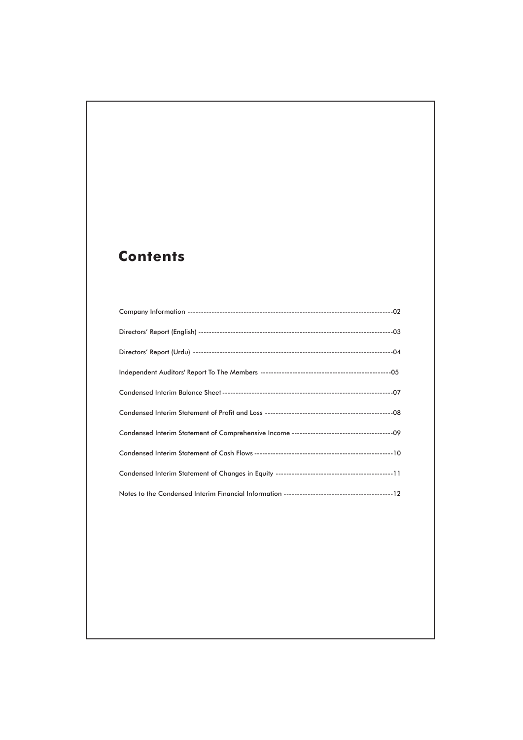# Contents

| | |
|---|---|
| Company Information | 02 |
| Directors' Report (English) | 03 |
| Directors' Report (Urdu) | 04 |
| Independent Auditors' Report To The Members | 05 |
| Condensed Interim Balance Sheet | 07 |
| Condensed Interim Statement of Profit and Loss | 08 |
| Condensed Interim Statement of Comprehensive Income | 09 |
| Condensed Interim Statement of Cash Flows | 10 |
| Condensed Interim Statement of Changes in Equity | 11 |
| Notes to the Condensed Interim Financial Information | 12 |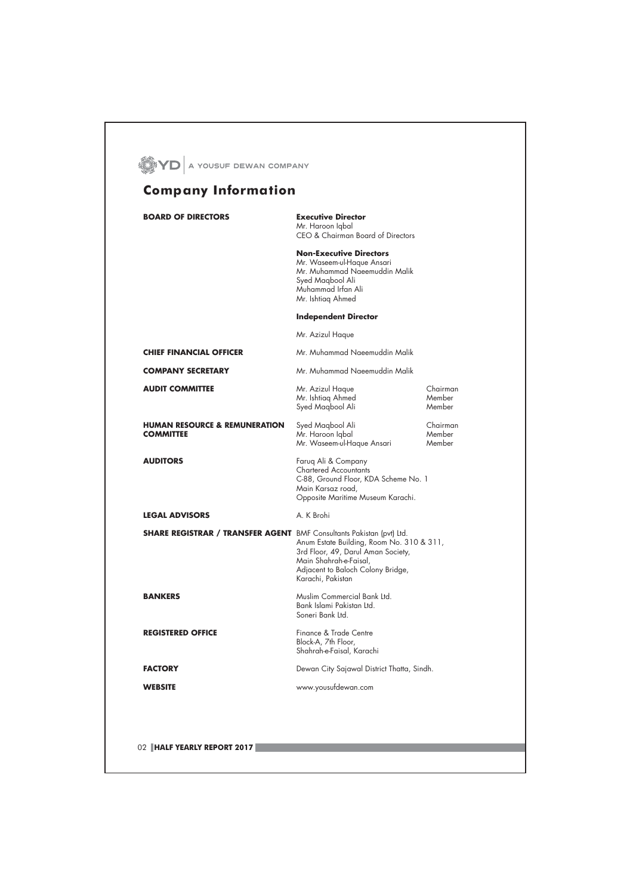# Company Information

**BOARD OF DIRECTORS**

**Executive Director**
Mr. Haroon Iqbal
CEO & Chairman Board of Directors

**Non-Executive Directors**
Mr. Waseem-ul-Haque Ansari
Mr. Muhammad Naeemuddin Malik
Syed Maqbool Ali
Muhammad Irfan Ali
Mr. Ishtiaq Ahmed

**Independent Director**

Mr. Azizul Haque

**CHIEF FINANCIAL OFFICER**

Mr. Muhammad Naeemuddin Malik

**COMPANY SECRETARY**

Mr. Muhammad Naeemuddin Malik

**AUDIT COMMITTEE**

| | |
|---|---|
| Mr. Azizul Haque | Chairman |
| Mr. Ishtiaq Ahmed | Member |
| Syed Maqbool Ali | Member |

**HUMAN RESOURCE & REMUNERATION COMMITTEE**

| | |
|---|---|
| Syed Maqbool Ali | Chairman |
| Mr. Haroon Iqbal | Member |
| Mr. Waseem-ul-Haque Ansari | Member |

**AUDITORS**

Faruq Ali & Company
Chartered Accountants
C-88, Ground Floor, KDA Scheme No. 1
Main Karsaz road,
Opposite Maritime Museum Karachi.

**LEGAL ADVISORS**

A. K Brohi

**SHARE REGISTRAR / TRANSFER AGENT**

BMF Consultants Pakistan (pvt) Ltd.
Anum Estate Building, Room No. 310 & 311,
3rd Floor, 49, Darul Aman Society,
Main Shahrah-e-Faisal,
Adjacent to Baloch Colony Bridge,
Karachi, Pakistan

**BANKERS**

Muslim Commercial Bank Ltd.
Bank Islami Pakistan Ltd.
Soneri Bank Ltd.

**REGISTERED OFFICE**

Finance & Trade Centre
Block-A, 7th Floor,
Shahrah-e-Faisal, Karachi

**FACTORY**

Dewan City Sajawal District Thatta, Sindh.

**WEBSITE**

www.yousufdewan.com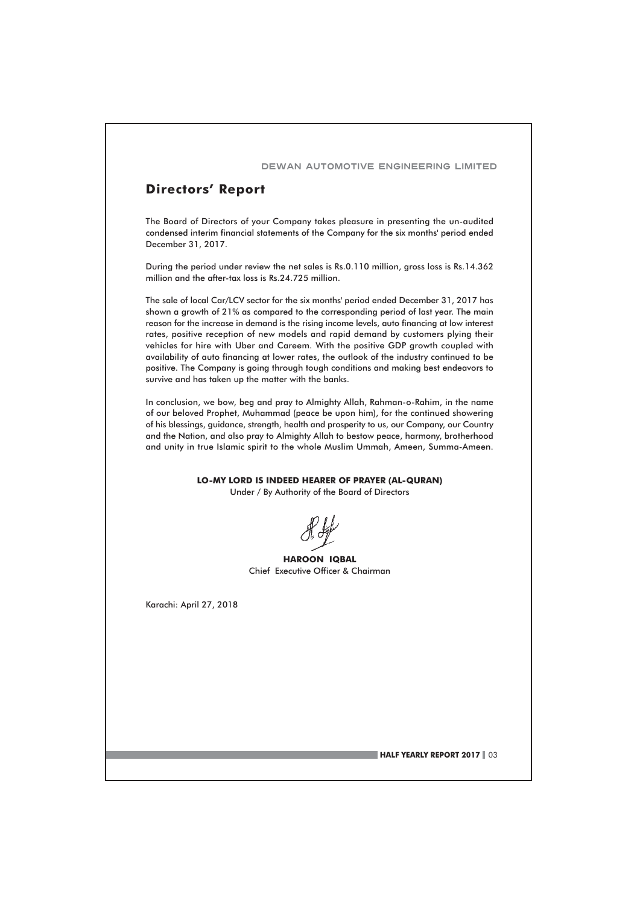# Directors' Report

The Board of Directors of your Company takes pleasure in presenting the un-audited condensed interim financial statements of the Company for the six months' period ended December 31, 2017.

During the period under review the net sales is Rs.0.110 million, gross loss is Rs.14.362 million and the after-tax loss is Rs.24.725 million.

The sale of local Car/LCV sector for the six months' period ended December 31, 2017 has shown a growth of 21% as compared to the corresponding period of last year. The main reason for the increase in demand is the rising income levels, auto financing at low interest rates, positive reception of new models and rapid demand by customers plying their vehicles for hire with Uber and Careem. With the positive GDP growth coupled with availability of auto financing at lower rates, the outlook of the industry continued to be positive. The Company is going through tough conditions and making best endeavors to survive and has taken up the matter with the banks.

In conclusion, we bow, beg and pray to Almighty Allah, Rahman-o-Rahim, in the name of our beloved Prophet, Muhammad (peace be upon him), for the continued showering of his blessings, guidance, strength, health and prosperity to us, our Company, our Country and the Nation, and also pray to Almighty Allah to bestow peace, harmony, brotherhood and unity in true Islamic spirit to the whole Muslim Ummah, Ameen, Summa-Ameen.

**LO-MY LORD IS INDEED HEARER OF PRAYER (AL-QURAN)**

Under / By Authority of the Board of Directors

**HAROON IQBAL**
Chief Executive Officer & Chairman

Karachi: April 27, 2018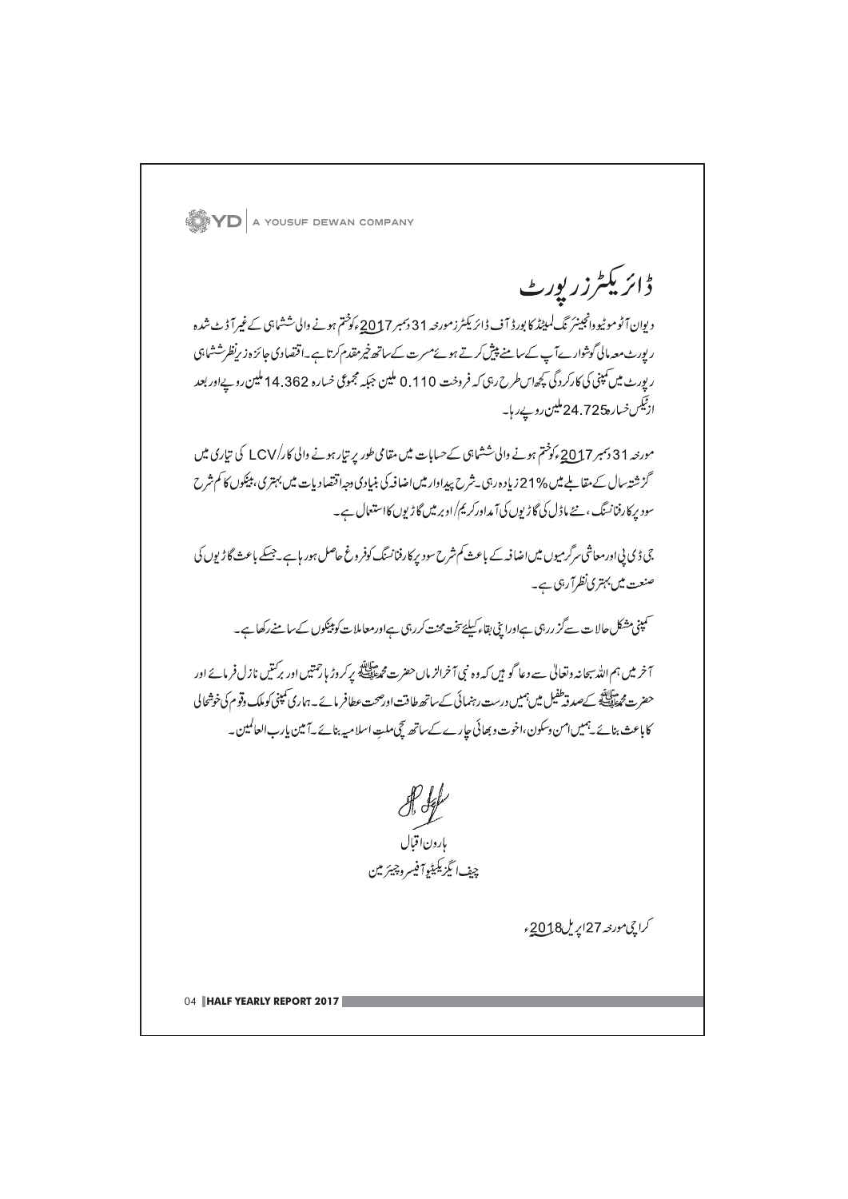# ڈائریکٹرز رپورٹ

دیوان آٹوموٹیو انجینئرنگ لمیٹڈ کا بورڈ آف ڈائریکٹرز مورخہ 31 دسمبر 2017ء کو ختم ہونے والی ششماہی کے غیر آڈٹ شدہ رپورٹ معہ مالی گوشوارے آپ کے سامنے پیش کرتے ہوئے مسرت کے ساتھ خیر مقدم کرتا ہے۔ اقتصادی جائزہ زیرِ نظر ششماہی رپورٹ میں کمپنی کی کارکردگی کچھ اس طرح رہی کہ فروخت 0.110 ملین جبکہ مجموعی خسارہ 14.362 ملین روپے اور بعد از ٹیکس خسارہ 24.725 ملین روپے رہا۔

مورخہ 31 دسمبر 2017ء کو ختم ہونے والی ششماہی کے حسابات میں مقامی طور پر تیار ہونے والی کار/LCV کی تیاری میں گزشتہ سال کے مقابلے میں 21% زیادہ رہی۔ شرح پیداوار میں اضافہ کی بنیادی وجہ اقتصادیات میں بہتری، بینکوں کا کم شرح سود پر کار فنانسنگ، نئے ماڈل کی گاڑیوں کی آمد اور کریم/اوبر میں گاڑیوں کا استعمال ہے۔

جی ڈی پی اور معاشی سرگرمیوں میں اضافہ کے باعث کم شرح سود پر کار فنانسنگ کو فروغ حاصل ہو رہا ہے۔ جسکے باعث گاڑیوں کی صنعت میں بہتری نظر آ رہی ہے۔

کمپنی مشکل حالات سے گزر رہی ہے اور اپنی بقاء کیلئے سخت محنت کر رہی ہے اور معاملات کو بینکوں کے سامنے رکھا ہے۔

آخر میں ہم اللہ سبحانہ وتعالیٰ سے دعا گو ہیں کہ وہ نبی آخرالزماں حضرت محمد ﷺ پر کروڑ ہا رحمتیں اور برکتیں نازل فرمائے اور حضرت محمد ﷺ کے صدقہ طفیل میں ہمیں درست رہنمائی کے ساتھ طاقت اور صحت عطا فرمائے۔ ہماری کمپنی کو ملک وقوم کی خوشحالی کا باعث بنائے۔ ہمیں امن وسکون، اخوت و بھائی چارے کے ساتھ سچی ملتِ اسلامیہ بنائے۔ آمین یارب العالمین۔

ہارون اقبال
چیف ایگزیکیٹو آفیسر و چیئرمین

کراچی مورخہ 27 اپریل 2018ء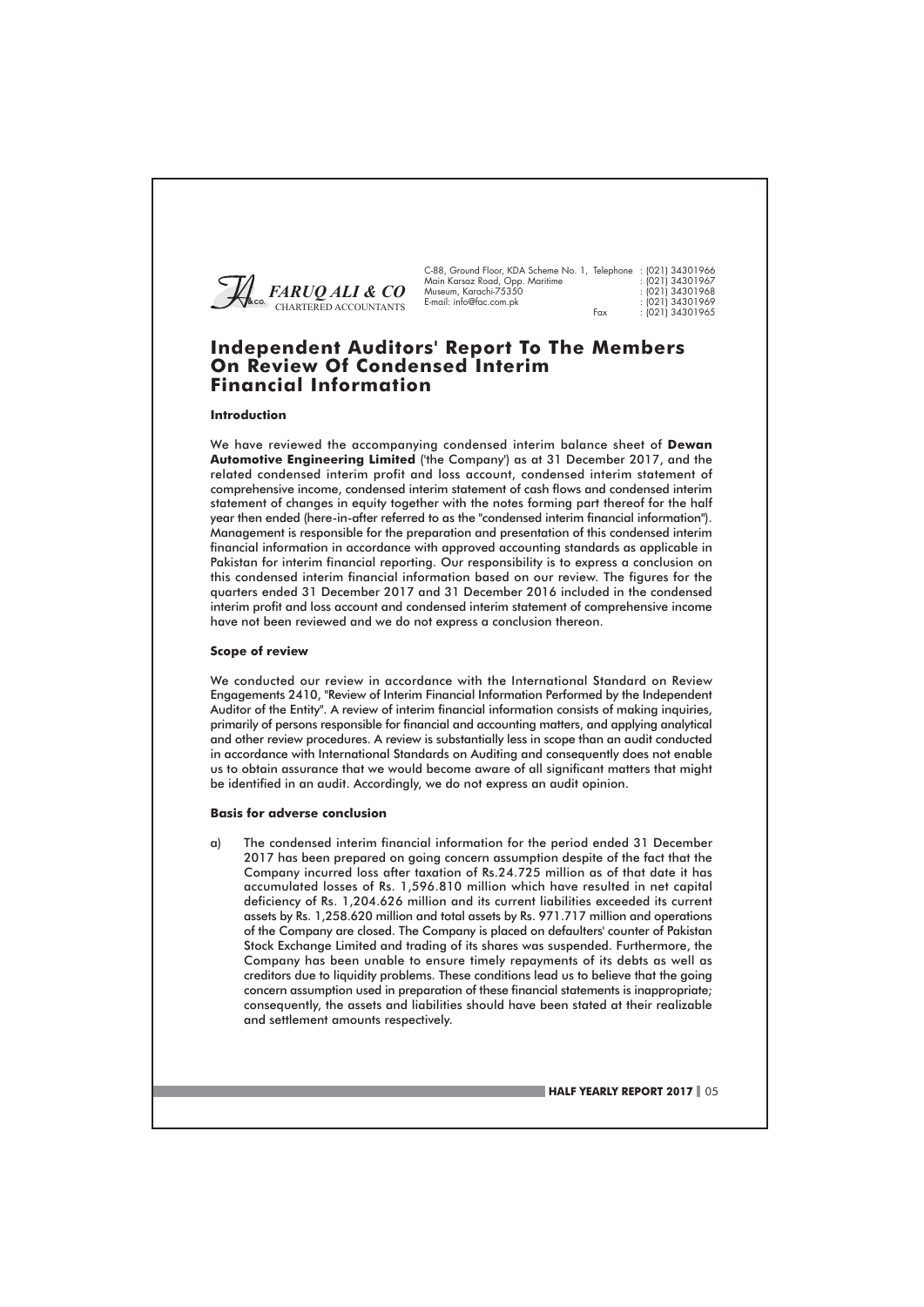FARUQ ALI & CO
CHARTERED ACCOUNTANTS

C-88, Ground Floor, KDA Scheme No. 1, Main Karsaz Road, Opp. Maritime Museum, Karachi-75350
E-mail: info@fac.com.pk

Telephone : (021) 34301966
: (021) 34301967
: (021) 34301968
: (021) 34301969
Fax : (021) 34301965

# Independent Auditors' Report To The Members On Review Of Condensed Interim Financial Information

### Introduction

We have reviewed the accompanying condensed interim balance sheet of **Dewan Automotive Engineering Limited** ('the Company') as at 31 December 2017, and the related condensed interim profit and loss account, condensed interim statement of comprehensive income, condensed interim statement of cash flows and condensed interim statement of changes in equity together with the notes forming part thereof for the half year then ended (here-in-after referred to as the "condensed interim financial information"). Management is responsible for the preparation and presentation of this condensed interim financial information in accordance with approved accounting standards as applicable in Pakistan for interim financial reporting. Our responsibility is to express a conclusion on this condensed interim financial information based on our review. The figures for the quarters ended 31 December 2017 and 31 December 2016 included in the condensed interim profit and loss account and condensed interim statement of comprehensive income have not been reviewed and we do not express a conclusion thereon.

### Scope of review

We conducted our review in accordance with the International Standard on Review Engagements 2410, "Review of Interim Financial Information Performed by the Independent Auditor of the Entity". A review of interim financial information consists of making inquiries, primarily of persons responsible for financial and accounting matters, and applying analytical and other review procedures. A review is substantially less in scope than an audit conducted in accordance with International Standards on Auditing and consequently does not enable us to obtain assurance that we would become aware of all significant matters that might be identified in an audit. Accordingly, we do not express an audit opinion.

### Basis for adverse conclusion

a) The condensed interim financial information for the period ended 31 December 2017 has been prepared on going concern assumption despite of the fact that the Company incurred loss after taxation of Rs.24.725 million as of that date it has accumulated losses of Rs. 1,596.810 million which have resulted in net capital deficiency of Rs. 1,204.626 million and its current liabilities exceeded its current assets by Rs. 1,258.620 million and total assets by Rs. 971.717 million and operations of the Company are closed. The Company is placed on defaulters' counter of Pakistan Stock Exchange Limited and trading of its shares was suspended. Furthermore, the Company has been unable to ensure timely repayments of its debts as well as creditors due to liquidity problems. These conditions lead us to believe that the going concern assumption used in preparation of these financial statements is inappropriate; consequently, the assets and liabilities should have been stated at their realizable and settlement amounts respectively.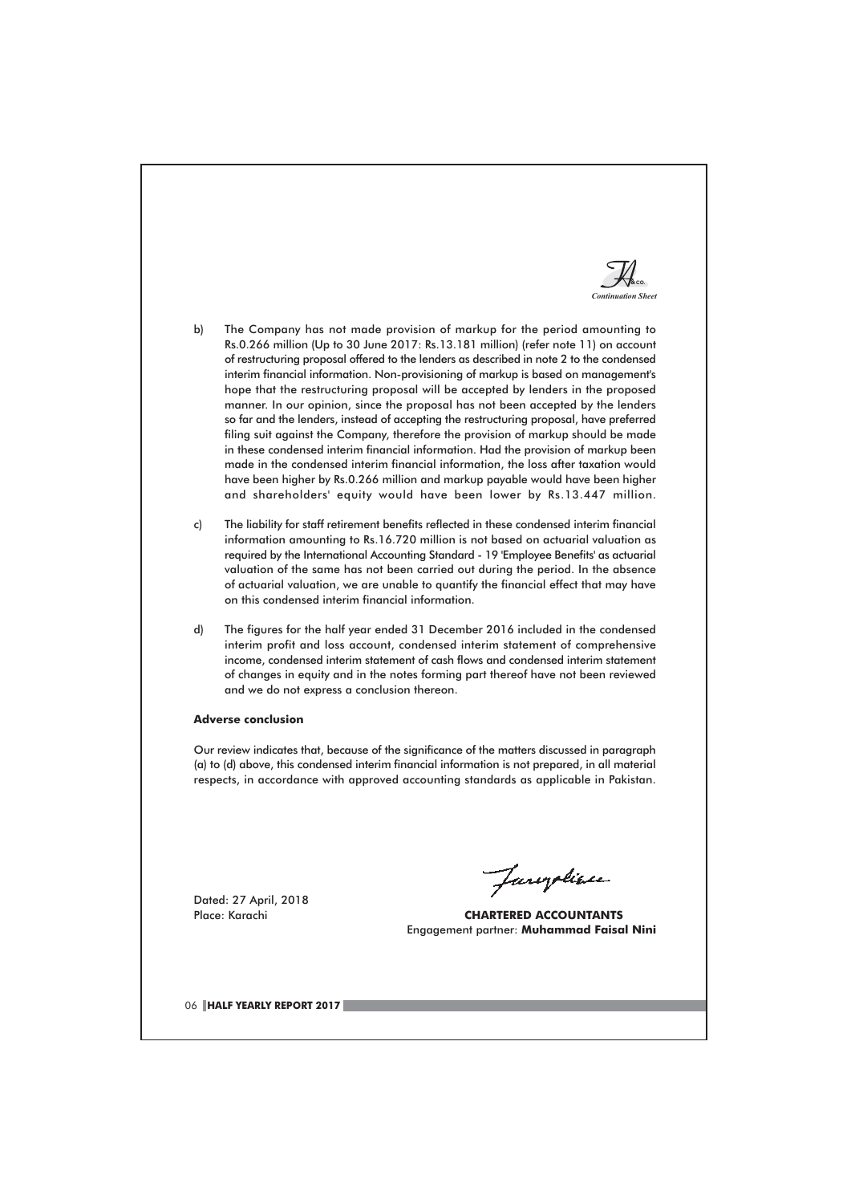*Continuation Sheet*

b) The Company has not made provision of markup for the period amounting to Rs.0.266 million (Up to 30 June 2017: Rs.13.181 million) (refer note 11) on account of restructuring proposal offered to the lenders as described in note 2 to the condensed interim financial information. Non-provisioning of markup is based on management's hope that the restructuring proposal will be accepted by lenders in the proposed manner. In our opinion, since the proposal has not been accepted by the lenders so far and the lenders, instead of accepting the restructuring proposal, have preferred filing suit against the Company, therefore the provision of markup should be made in these condensed interim financial information. Had the provision of markup been made in the condensed interim financial information, the loss after taxation would have been higher by Rs.0.266 million and markup payable would have been higher and shareholders' equity would have been lower by Rs.13.447 million.

c) The liability for staff retirement benefits reflected in these condensed interim financial information amounting to Rs.16.720 million is not based on actuarial valuation as required by the International Accounting Standard - 19 'Employee Benefits' as actuarial valuation of the same has not been carried out during the period. In the absence of actuarial valuation, we are unable to quantify the financial effect that may have on this condensed interim financial information.

d) The figures for the half year ended 31 December 2016 included in the condensed interim profit and loss account, condensed interim statement of comprehensive income, condensed interim statement of cash flows and condensed interim statement of changes in equity and in the notes forming part thereof have not been reviewed and we do not express a conclusion thereon.

**Adverse conclusion**

Our review indicates that, because of the significance of the matters discussed in paragraph (a) to (d) above, this condensed interim financial information is not prepared, in all material respects, in accordance with approved accounting standards as applicable in Pakistan.

Dated: 27 April, 2018
Place: Karachi

**CHARTERED ACCOUNTANTS**
Engagement partner: **Muhammad Faisal Nini**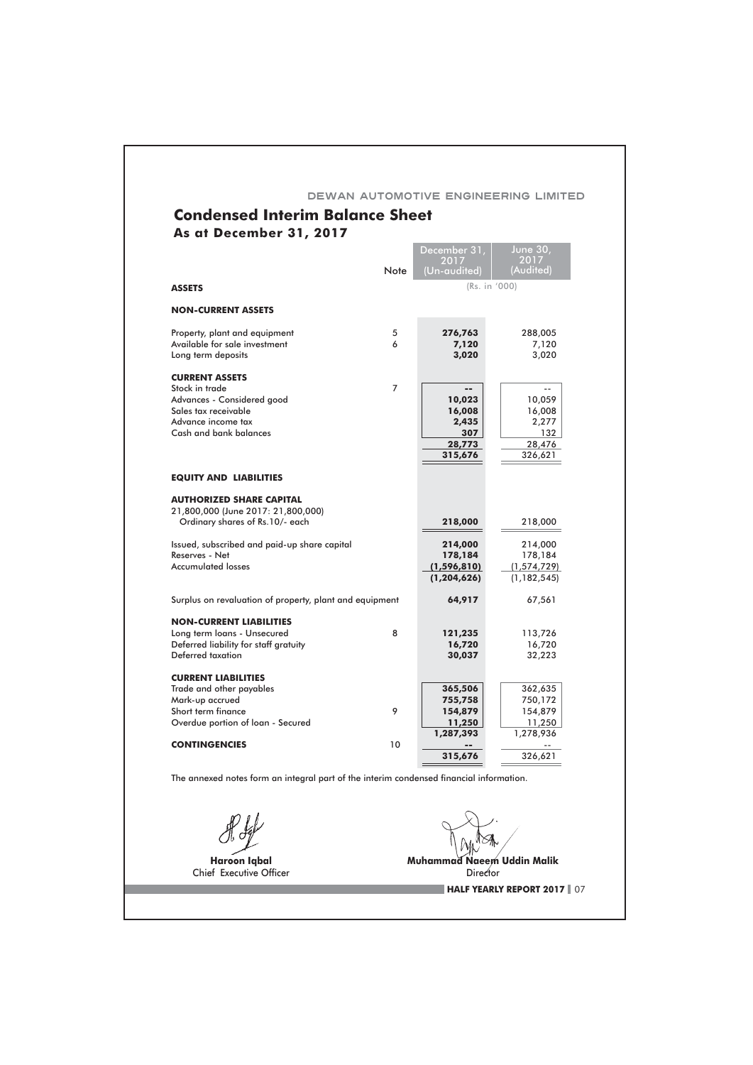DEWAN AUTOMOTIVE ENGINEERING LIMITED

# Condensed Interim Balance Sheet
## As at December 31, 2017

| | Note | December 31, 2017 (Un-audited) | June 30, 2017 (Audited) |
|---|---|---|---|
| | | (Rs. in '000) | |
| **ASSETS** | | | |
| **NON-CURRENT ASSETS** | | | |
| Property, plant and equipment | 5 | **276,763** | 288,005 |
| Available for sale investment | 6 | **7,120** | 7,120 |
| Long term deposits | | **3,020** | 3,020 |
| **CURRENT ASSETS** | | | |
| Stock in trade | 7 | **--** | -- |
| Advances - Considered good | | **10,023** | 10,059 |
| Sales tax receivable | | **16,008** | 16,008 |
| Advance income tax | | **2,435** | 2,277 |
| Cash and bank balances | | **307** | 132 |
| | | **28,773** | 28,476 |
| | | **315,676** | 326,621 |
| **EQUITY AND LIABILITIES** | | | |
| **AUTHORIZED SHARE CAPITAL** | | | |
| 21,800,000 (June 2017: 21,800,000) Ordinary shares of Rs.10/- each | | **218,000** | 218,000 |
| Issued, subscribed and paid-up share capital | | **214,000** | 214,000 |
| Reserves - Net | | **178,184** | 178,184 |
| Accumulated losses | | **(1,596,810)** | (1,574,729) |
| | | **(1,204,626)** | (1,182,545) |
| Surplus on revaluation of property, plant and equipment | | **64,917** | 67,561 |
| **NON-CURRENT LIABILITIES** | | | |
| Long term loans - Unsecured | 8 | **121,235** | 113,726 |
| Deferred liability for staff gratuity | | **16,720** | 16,720 |
| Deferred taxation | | **30,037** | 32,223 |
| **CURRENT LIABILITIES** | | | |
| Trade and other payables | | **365,506** | 362,635 |
| Mark-up accrued | | **755,758** | 750,172 |
| Short term finance | 9 | **154,879** | 154,879 |
| Overdue portion of loan - Secured | | **11,250** | 11,250 |
| | | **1,287,393** | 1,278,936 |
| **CONTINGENCIES** | 10 | **--** | -- |
| | | **315,676** | 326,621 |

The annexed notes form an integral part of the interim condensed financial information.

**Haroon Iqbal**
Chief Executive Officer

**Muhammad Naeem Uddin Malik**
Director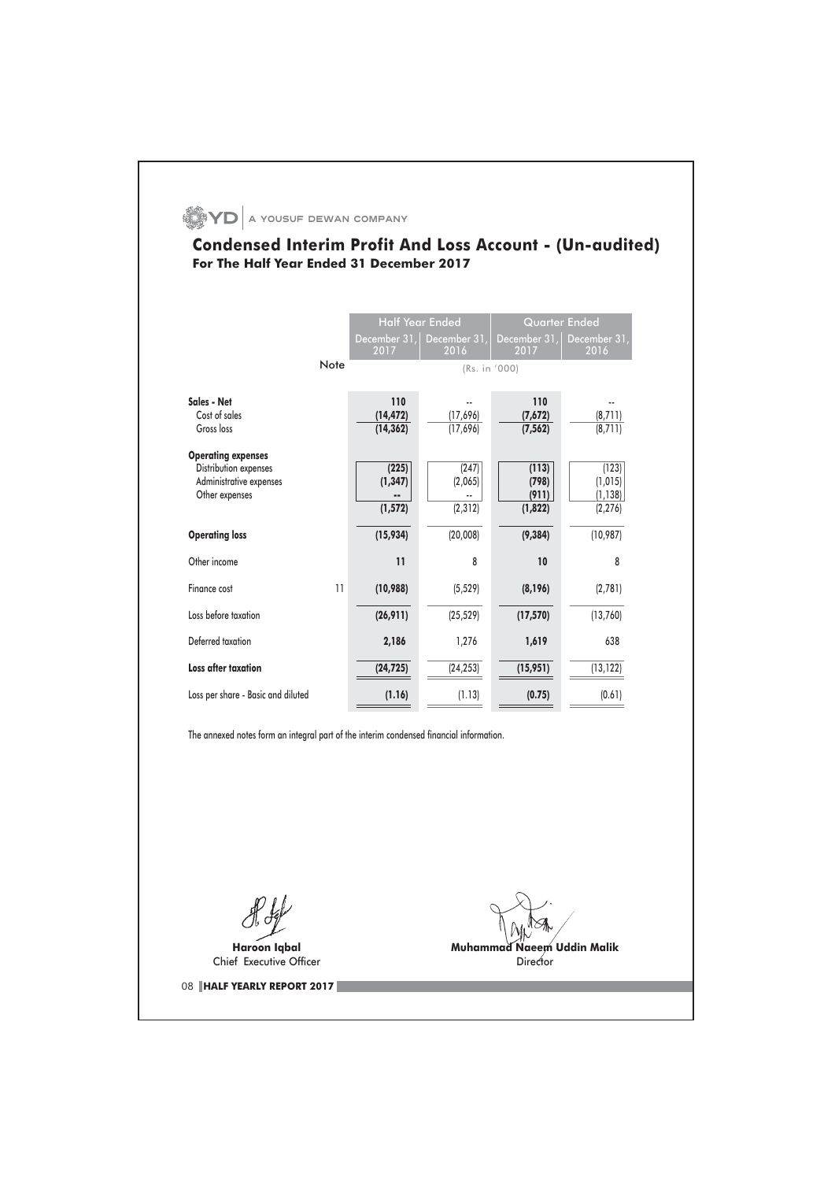A YOUSUF DEWAN COMPANY

# Condensed Interim Profit And Loss Account - (Un-audited)
## For The Half Year Ended 31 December 2017

| | Note | Half Year Ended | | Quarter Ended | |
|---|---|---|---|---|---|
| | | December 31, 2017 | December 31, 2016 | December 31, 2017 | December 31, 2016 |
| | | (Rs. in '000) | | | |
| **Sales - Net** | | **110** | -- | **110** | -- |
| Cost of sales | | **(14,472)** | (17,696) | **(7,672)** | (8,711) |
| Gross loss | | **(14,362)** | (17,696) | **(7,562)** | (8,711) |
| **Operating expenses** | | | | | |
| Distribution expenses | | **(225)** | (247) | **(113)** | (123) |
| Administrative expenses | | **(1,347)** | (2,065) | **(798)** | (1,015) |
| Other expenses | | **--** | -- | **(911)** | (1,138) |
| | | **(1,572)** | (2,312) | **(1,822)** | (2,276) |
| **Operating loss** | | **(15,934)** | (20,008) | **(9,384)** | (10,987) |
| Other income | | **11** | 8 | **10** | 8 |
| Finance cost | 11 | **(10,988)** | (5,529) | **(8,196)** | (2,781) |
| Loss before taxation | | **(26,911)** | (25,529) | **(17,570)** | (13,760) |
| Deferred taxation | | **2,186** | 1,276 | **1,619** | 638 |
| **Loss after taxation** | | **(24,725)** | (24,253) | **(15,951)** | (13,122) |
| Loss per share - Basic and diluted | | **(1.16)** | (1.13) | **(0.75)** | (0.61) |

The annexed notes form an integral part of the interim condensed financial information.

**Haroon Iqbal**
Chief Executive Officer

**Muhammad Naeem Uddin Malik**
Director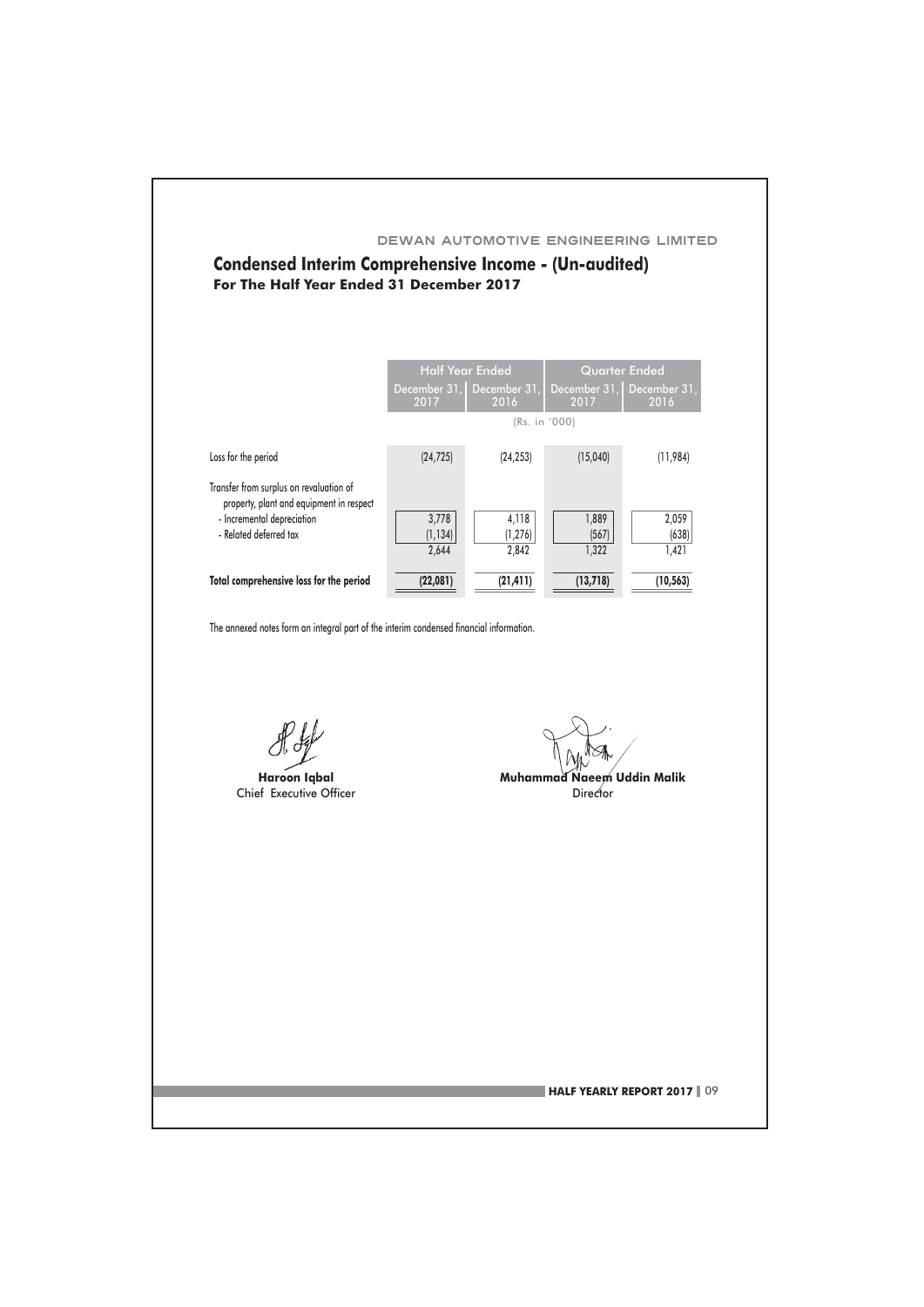DEWAN AUTOMOTIVE ENGINEERING LIMITED

## Condensed Interim Comprehensive Income - (Un-audited)

### For The Half Year Ended 31 December 2017

| | Half Year Ended | | Quarter Ended | |
|---|---|---|---|---|
| | December 31, 2017 | December 31, 2016 | December 31, 2017 | December 31, 2016 |
| | (Rs. in '000) | | | |
| Loss for the period | (24,725) | (24,253) | (15,040) | (11,984) |
| Transfer from surplus on revaluation of property, plant and equipment in respect | | | | |
| - Incremental depreciation | 3,778 | 4,118 | 1,889 | 2,059 |
| - Related deferred tax | (1,134) | (1,276) | (567) | (638) |
| | 2,644 | 2,842 | 1,322 | 1,421 |
| **Total comprehensive loss for the period** | **(22,081)** | **(21,411)** | **(13,718)** | **(10,563)** |

The annexed notes form an integral part of the interim condensed financial information.

**Haroon Iqbal**
Chief Executive Officer

**Muhammad Naeem Uddin Malik**
Director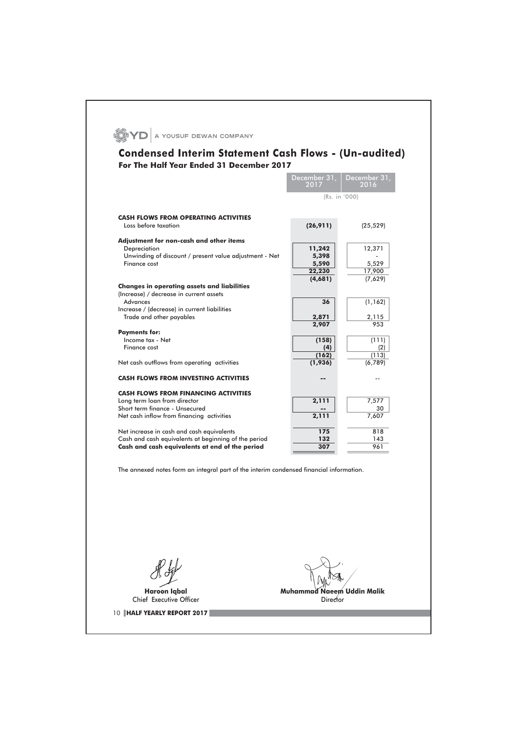A YOUSUF DEWAN COMPANY

# Condensed Interim Statement Cash Flows - (Un-audited)

## For The Half Year Ended 31 December 2017

| | December 31, 2017 | December 31, 2016 |
|---|---|---|
| | (Rs. in '000) | |
| **CASH FLOWS FROM OPERATING ACTIVITIES** | | |
| Loss before taxation | **(26,911)** | (25,529) |
| **Adjustment for non-cash and other items** | | |
| Depreciation | **11,242** | 12,371 |
| Unwinding of discount / present value adjustment - Net | **5,398** | - |
| Finance cost | **5,590** | 5,529 |
| | **22,230** | 17,900 |
| | **(4,681)** | (7,629) |
| **Changes in operating assets and liabilities** | | |
| (Increase) / decrease in current assets | | |
| Advances | **36** | (1,162) |
| Increase / (decrease) in current liabilities | | |
| Trade and other payables | **2,871** | 2,115 |
| | **2,907** | 953 |
| **Payments for:** | | |
| Income tax - Net | **(158)** | (111) |
| Finance cost | **(4)** | (2) |
| | **(162)** | (113) |
| Net cash outflows from operating activities | **(1,936)** | (6,789) |
| **CASH FLOWS FROM INVESTING ACTIVITIES** | **--** | -- |
| **CASH FLOWS FROM FINANCING ACTIVITIES** | | |
| Long term loan from director | **2,111** | 7,577 |
| Short term finance - Unsecured | **--** | 30 |
| Net cash inflow from financing activities | **2,111** | 7,607 |
| Net increase in cash and cash equivalents | **175** | 818 |
| Cash and cash equivalents at beginning of the period | **132** | 143 |
| **Cash and cash equivalents at end of the period** | **307** | 961 |

The annexed notes form an integral part of the interim condensed financial information.

**Haroon Iqbal**
Chief Executive Officer

**Muhammad Naeem Uddin Malik**
Director

**HALF YEARLY REPORT 2017**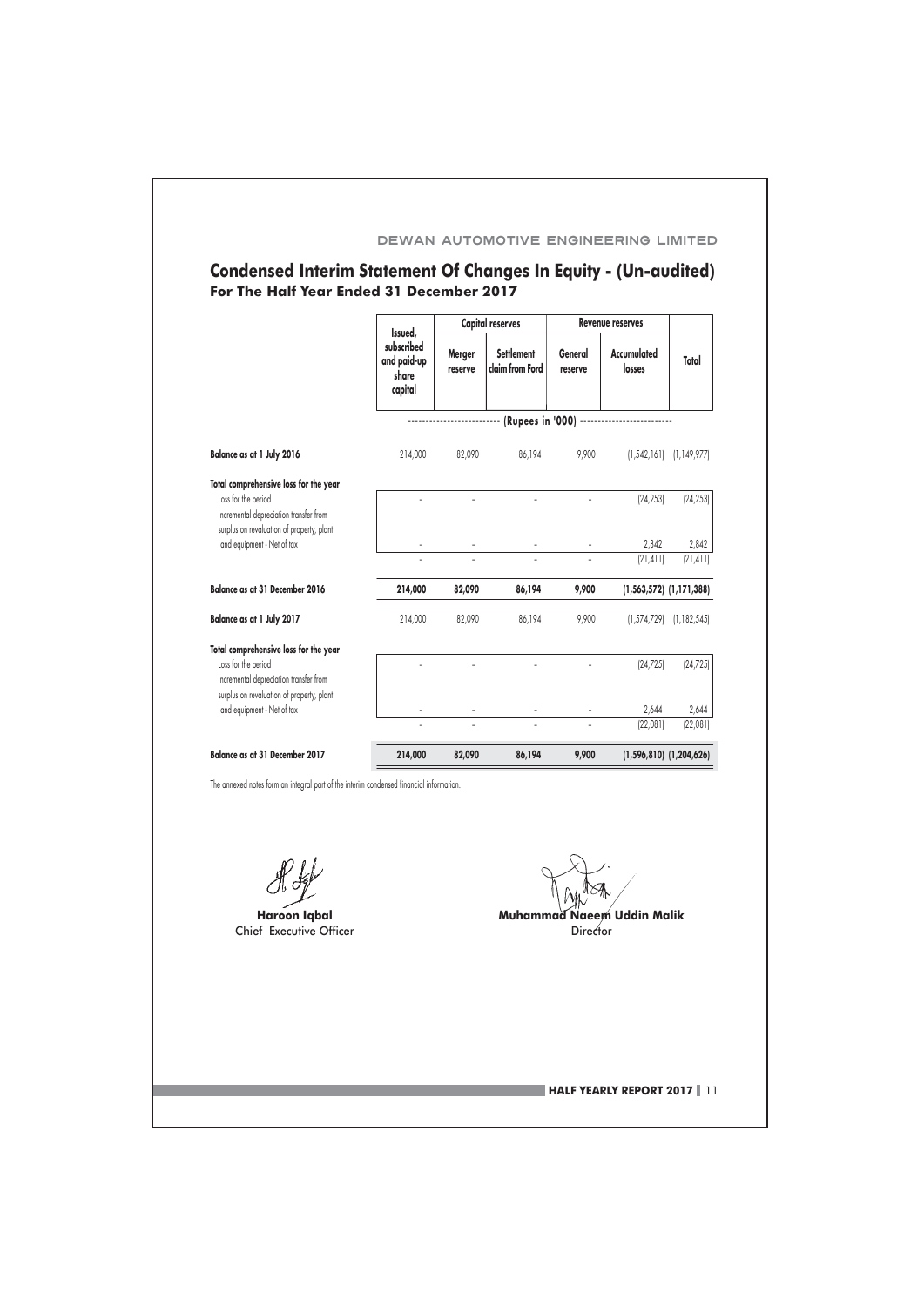## Condensed Interim Statement Of Changes In Equity - (Un-audited)
### For The Half Year Ended 31 December 2017

| | Issued, subscribed and paid-up share capital | Capital reserves | | Revenue reserves | | Total |
|---|---|---|---|---|---|---|
| | | Merger reserve | Settlement claim from Ford | General reserve | Accumulated losses | |
| | ------------------------- | ------------------------- | (Rupees in '000) | ------------------------- | | |
| **Balance as at 1 July 2016** | 214,000 | 82,090 | 86,194 | 9,900 | (1,542,161) | (1,149,977) |
| **Total comprehensive loss for the year** | | | | | | |
| Loss for the period | - | - | - | - | (24,253) | (24,253) |
| Incremental depreciation transfer from surplus on revaluation of property, plant and equipment - Net of tax | - | - | - | - | 2,842 | 2,842 |
| | - | - | - | - | (21,411) | (21,411) |
| **Balance as at 31 December 2016** | **214,000** | **82,090** | **86,194** | **9,900** | **(1,563,572)** | **(1,171,388)** |
| **Balance as at 1 July 2017** | 214,000 | 82,090 | 86,194 | 9,900 | (1,574,729) | (1,182,545) |
| **Total comprehensive loss for the year** | | | | | | |
| Loss for the period | - | - | - | - | (24,725) | (24,725) |
| Incremental depreciation transfer from surplus on revaluation of property, plant and equipment - Net of tax | - | - | - | - | 2,644 | 2,644 |
| | - | - | - | - | (22,081) | (22,081) |
| **Balance as at 31 December 2017** | **214,000** | **82,090** | **86,194** | **9,900** | **(1,596,810)** | **(1,204,626)** |

The annexed notes form an integral part of the interim condensed financial information.

**Haroon Iqbal**
Chief Executive Officer

**Muhammad Naeem Uddin Malik**
Director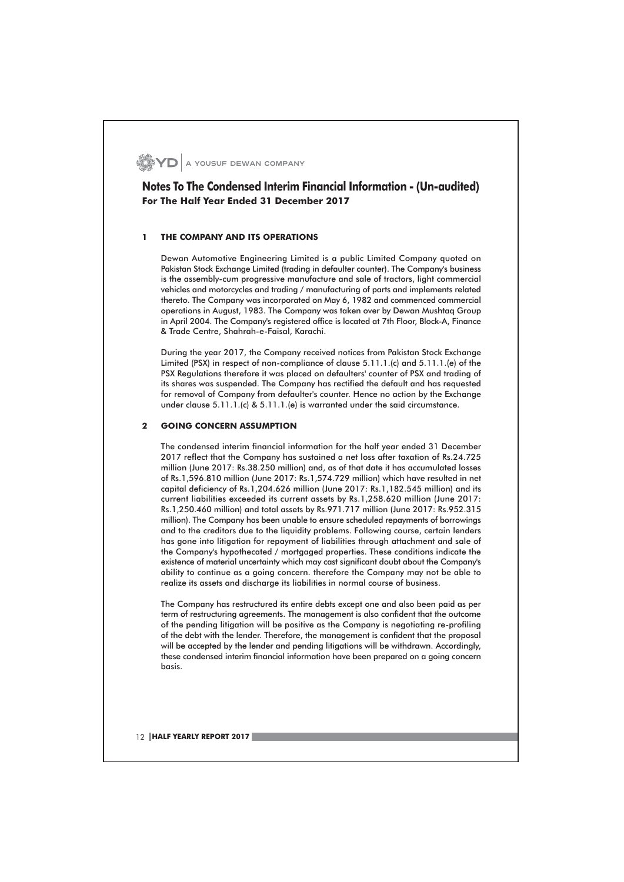# Notes To The Condensed Interim Financial Information - (Un-audited)
**For The Half Year Ended 31 December 2017**

## 1 THE COMPANY AND ITS OPERATIONS

Dewan Automotive Engineering Limited is a public Limited Company quoted on Pakistan Stock Exchange Limited (trading in defaulter counter). The Company's business is the assembly-cum progressive manufacture and sale of tractors, light commercial vehicles and motorcycles and trading / manufacturing of parts and implements related thereto. The Company was incorporated on May 6, 1982 and commenced commercial operations in August, 1983. The Company was taken over by Dewan Mushtaq Group in April 2004. The Company's registered office is located at 7th Floor, Block-A, Finance & Trade Centre, Shahrah-e-Faisal, Karachi.

During the year 2017, the Company received notices from Pakistan Stock Exchange Limited (PSX) in respect of non-compliance of clause 5.11.1.(c) and 5.11.1.(e) of the PSX Regulations therefore it was placed on defaulters' counter of PSX and trading of its shares was suspended. The Company has rectified the default and has requested for removal of Company from defaulter's counter. Hence no action by the Exchange under clause 5.11.1.(c) & 5.11.1.(e) is warranted under the said circumstance.

## 2 GOING CONCERN ASSUMPTION

The condensed interim financial information for the half year ended 31 December 2017 reflect that the Company has sustained a net loss after taxation of Rs.24.725 million (June 2017: Rs.38.250 million) and, as of that date it has accumulated losses of Rs.1,596.810 million (June 2017: Rs.1,574.729 million) which have resulted in net capital deficiency of Rs.1,204.626 million (June 2017: Rs.1,182.545 million) and its current liabilities exceeded its current assets by Rs.1,258.620 million (June 2017: Rs.1,250.460 million) and total assets by Rs.971.717 million (June 2017: Rs.952.315 million). The Company has been unable to ensure scheduled repayments of borrowings and to the creditors due to the liquidity problems. Following course, certain lenders has gone into litigation for repayment of liabilities through attachment and sale of the Company's hypothecated / mortgaged properties. These conditions indicate the existence of material uncertainty which may cast significant doubt about the Company's ability to continue as a going concern. therefore the Company may not be able to realize its assets and discharge its liabilities in normal course of business.

The Company has restructured its entire debts except one and also been paid as per term of restructuring agreements. The management is also confident that the outcome of the pending litigation will be positive as the Company is negotiating re-profiling of the debt with the lender. Therefore, the management is confident that the proposal will be accepted by the lender and pending litigations will be withdrawn. Accordingly, these condensed interim financial information have been prepared on a going concern basis.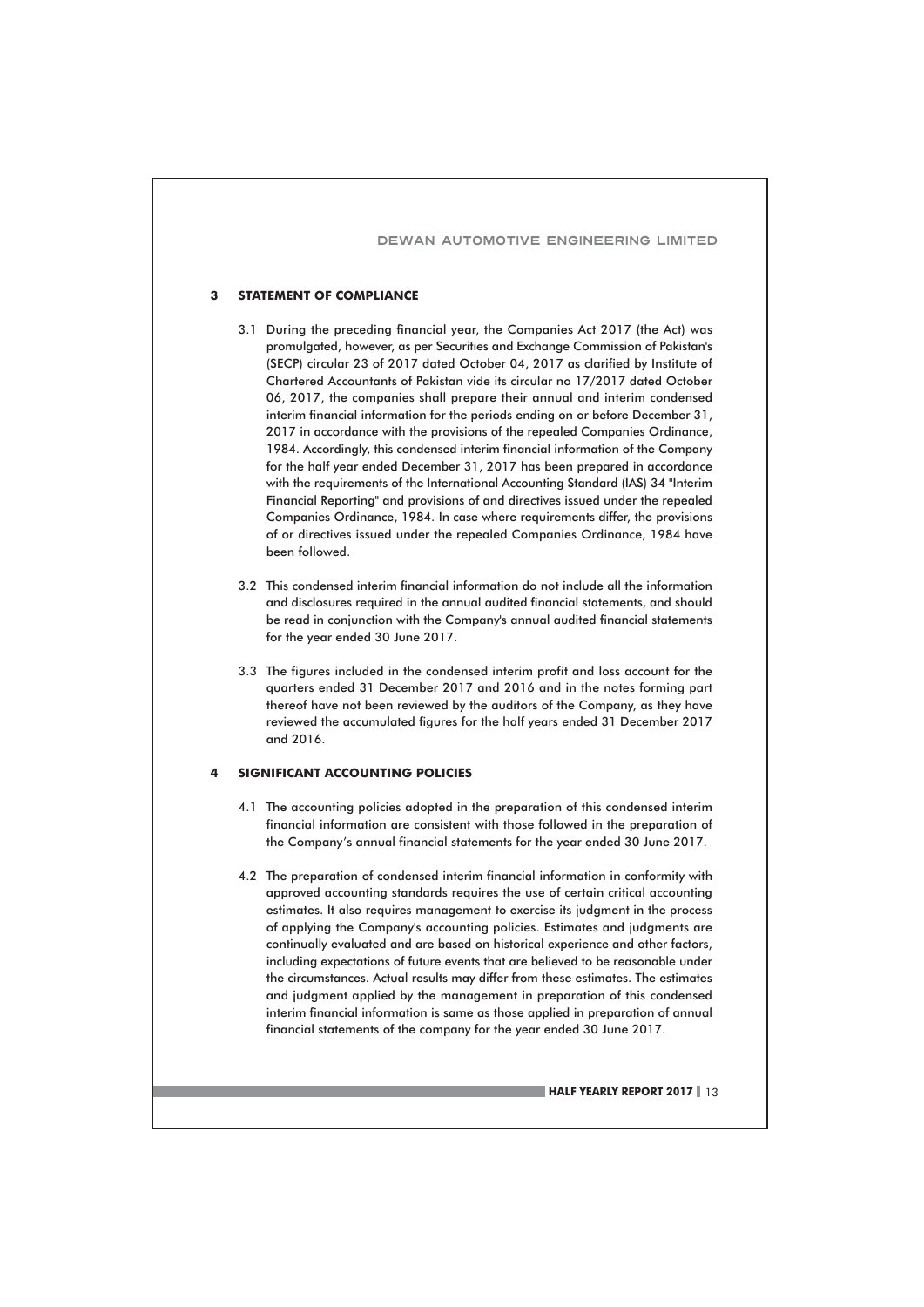## 3 STATEMENT OF COMPLIANCE

3.1 During the preceding financial year, the Companies Act 2017 (the Act) was promulgated, however, as per Securities and Exchange Commission of Pakistan's (SECP) circular 23 of 2017 dated October 04, 2017 as clarified by Institute of Chartered Accountants of Pakistan vide its circular no 17/2017 dated October 06, 2017, the companies shall prepare their annual and interim condensed interim financial information for the periods ending on or before December 31, 2017 in accordance with the provisions of the repealed Companies Ordinance, 1984. Accordingly, this condensed interim financial information of the Company for the half year ended December 31, 2017 has been prepared in accordance with the requirements of the International Accounting Standard (IAS) 34 "Interim Financial Reporting" and provisions of and directives issued under the repealed Companies Ordinance, 1984. In case where requirements differ, the provisions of or directives issued under the repealed Companies Ordinance, 1984 have been followed.

3.2 This condensed interim financial information do not include all the information and disclosures required in the annual audited financial statements, and should be read in conjunction with the Company's annual audited financial statements for the year ended 30 June 2017.

3.3 The figures included in the condensed interim profit and loss account for the quarters ended 31 December 2017 and 2016 and in the notes forming part thereof have not been reviewed by the auditors of the Company, as they have reviewed the accumulated figures for the half years ended 31 December 2017 and 2016.

## 4 SIGNIFICANT ACCOUNTING POLICIES

4.1 The accounting policies adopted in the preparation of this condensed interim financial information are consistent with those followed in the preparation of the Company's annual financial statements for the year ended 30 June 2017.

4.2 The preparation of condensed interim financial information in conformity with approved accounting standards requires the use of certain critical accounting estimates. It also requires management to exercise its judgment in the process of applying the Company's accounting policies. Estimates and judgments are continually evaluated and are based on historical experience and other factors, including expectations of future events that are believed to be reasonable under the circumstances. Actual results may differ from these estimates. The estimates and judgment applied by the management in preparation of this condensed interim financial information is same as those applied in preparation of annual financial statements of the company for the year ended 30 June 2017.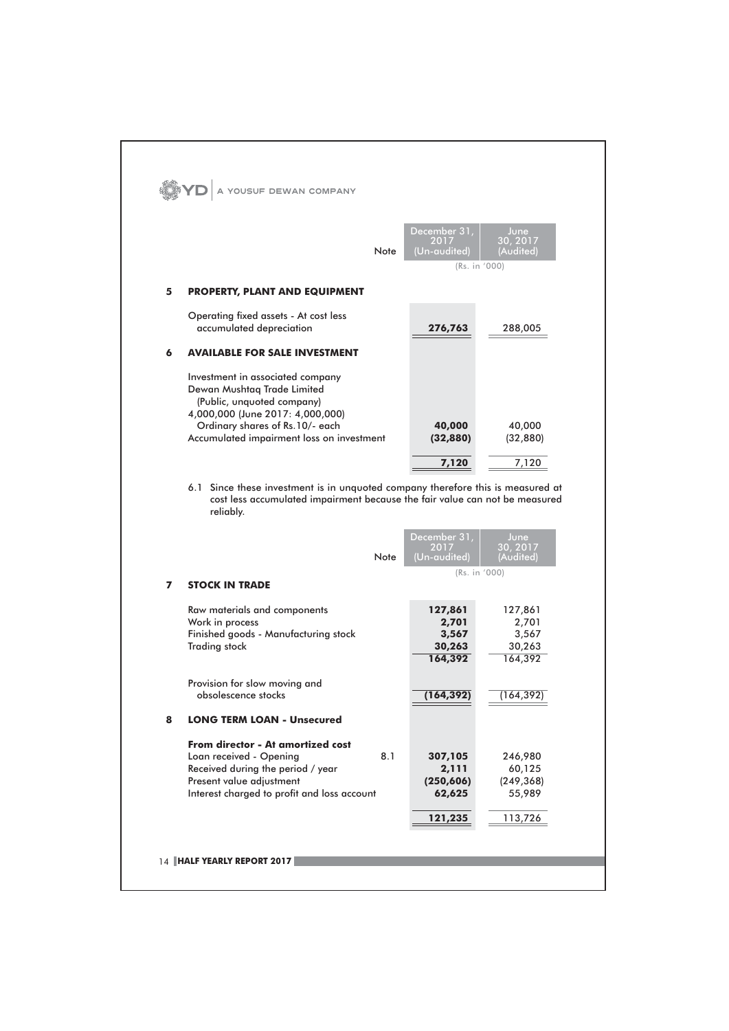| | Note | December 31, 2017 (Un-audited) | June 30, 2017 (Audited) |
|---|---|---|---|
| | | (Rs. in '000) | |

## 5 PROPERTY, PLANT AND EQUIPMENT

| | Note | December 31, 2017 (Un-audited) | June 30, 2017 (Audited) |
|---|---|---|---|
| Operating fixed assets - At cost less accumulated depreciation | | **276,763** | 288,005 |

## 6 AVAILABLE FOR SALE INVESTMENT

| | Note | December 31, 2017 (Un-audited) | June 30, 2017 (Audited) |
|---|---|---|---|
| Investment in associated company Dewan Mushtaq Trade Limited (Public, unquoted company) 4,000,000 (June 2017: 4,000,000) Ordinary shares of Rs.10/- each | | **40,000** | 40,000 |
| Accumulated impairment loss on investment | | **(32,880)** | (32,880) |
| | | **7,120** | 7,120 |

6.1 Since these investment is in unquoted company therefore this is measured at cost less accumulated impairment because the fair value can not be measured reliably.

| | Note | December 31, 2017 (Un-audited) | June 30, 2017 (Audited) |
|---|---|---|---|
| | | (Rs. in '000) | |

## 7 STOCK IN TRADE

| | Note | December 31, 2017 (Un-audited) | June 30, 2017 (Audited) |
|---|---|---|---|
| Raw materials and components | | **127,861** | 127,861 |
| Work in process | | **2,701** | 2,701 |
| Finished goods - Manufacturing stock | | **3,567** | 3,567 |
| Trading stock | | **30,263** | 30,263 |
| | | **164,392** | 164,392 |
| Provision for slow moving and obsolescence stocks | | **(164,392)** | (164,392) |

## 8 LONG TERM LOAN - Unsecured

| | Note | December 31, 2017 (Un-audited) | June 30, 2017 (Audited) |
|---|---|---|---|
| **From director - At amortized cost** | | | |
| Loan received - Opening | 8.1 | **307,105** | 246,980 |
| Received during the period / year | | **2,111** | 60,125 |
| Present value adjustment | | **(250,606)** | (249,368) |
| Interest charged to profit and loss account | | **62,625** | 55,989 |
| | | **121,235** | 113,726 |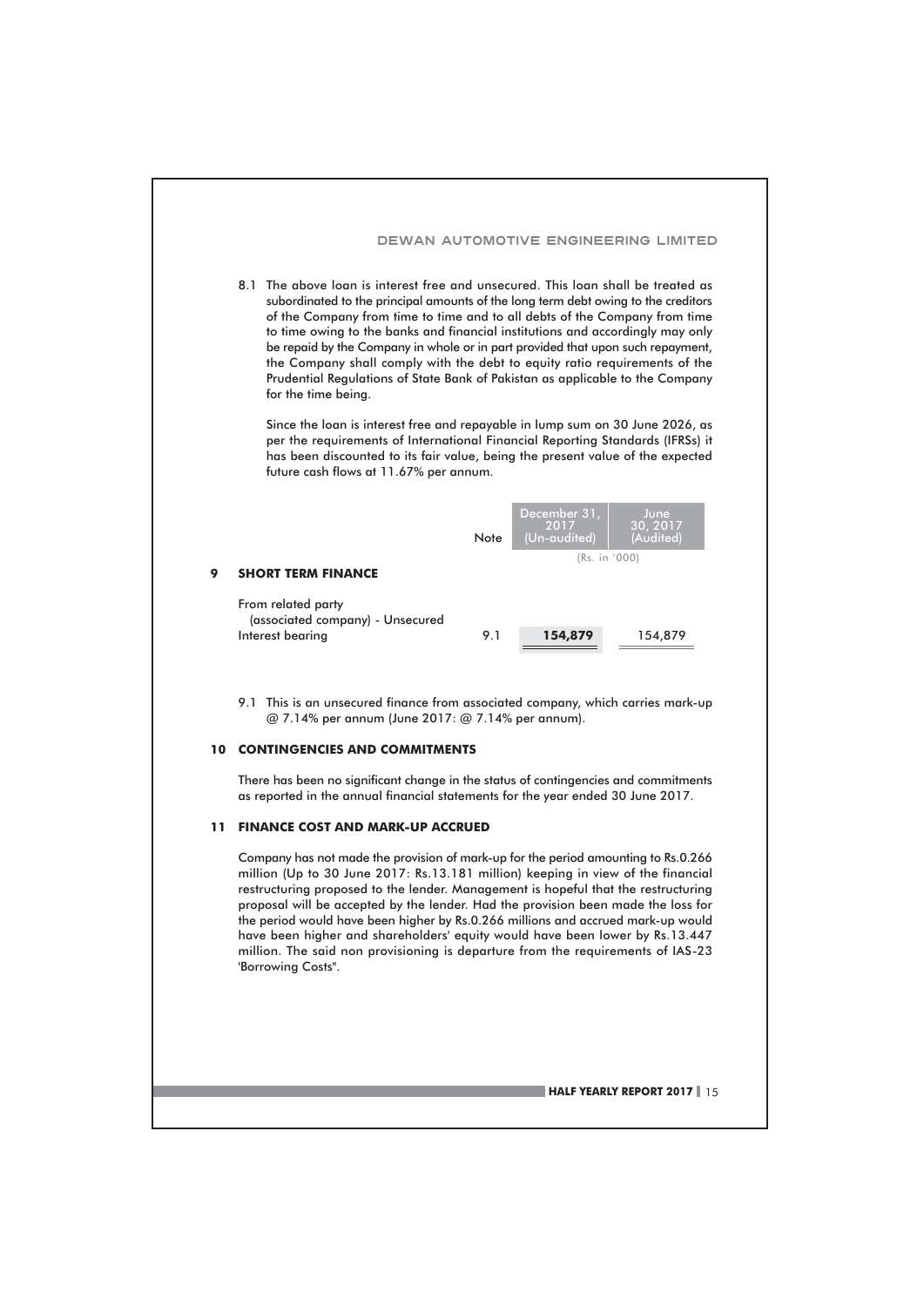8.1 The above loan is interest free and unsecured. This loan shall be treated as subordinated to the principal amounts of the long term debt owing to the creditors of the Company from time to time and to all debts of the Company from time to time owing to the banks and financial institutions and accordingly may only be repaid by the Company in whole or in part provided that upon such repayment, the Company shall comply with the debt to equity ratio requirements of the Prudential Regulations of State Bank of Pakistan as applicable to the Company for the time being.

Since the loan is interest free and repayable in lump sum on 30 June 2026, as per the requirements of International Financial Reporting Standards (IFRSs) it has been discounted to its fair value, being the present value of the expected future cash flows at 11.67% per annum.

| | Note | December 31, 2017 (Un-audited) | June 30, 2017 (Audited) |
|---|---|---|---|
| | | (Rs. in '000) | |
| **9 SHORT TERM FINANCE** | | | |
| From related party (associated company) - Unsecured Interest bearing | 9.1 | **154,879** | 154,879 |

9.1 This is an unsecured finance from associated company, which carries mark-up @ 7.14% per annum (June 2017: @ 7.14% per annum).

## 10 CONTINGENCIES AND COMMITMENTS

There has been no significant change in the status of contingencies and commitments as reported in the annual financial statements for the year ended 30 June 2017.

## 11 FINANCE COST AND MARK-UP ACCRUED

Company has not made the provision of mark-up for the period amounting to Rs.0.266 million (Up to 30 June 2017: Rs.13.181 million) keeping in view of the financial restructuring proposed to the lender. Management is hopeful that the restructuring proposal will be accepted by the lender. Had the provision been made the loss for the period would have been higher by Rs.0.266 millions and accrued mark-up would have been higher and shareholders' equity would have been lower by Rs.13.447 million. The said non provisioning is departure from the requirements of IAS-23 'Borrowing Costs".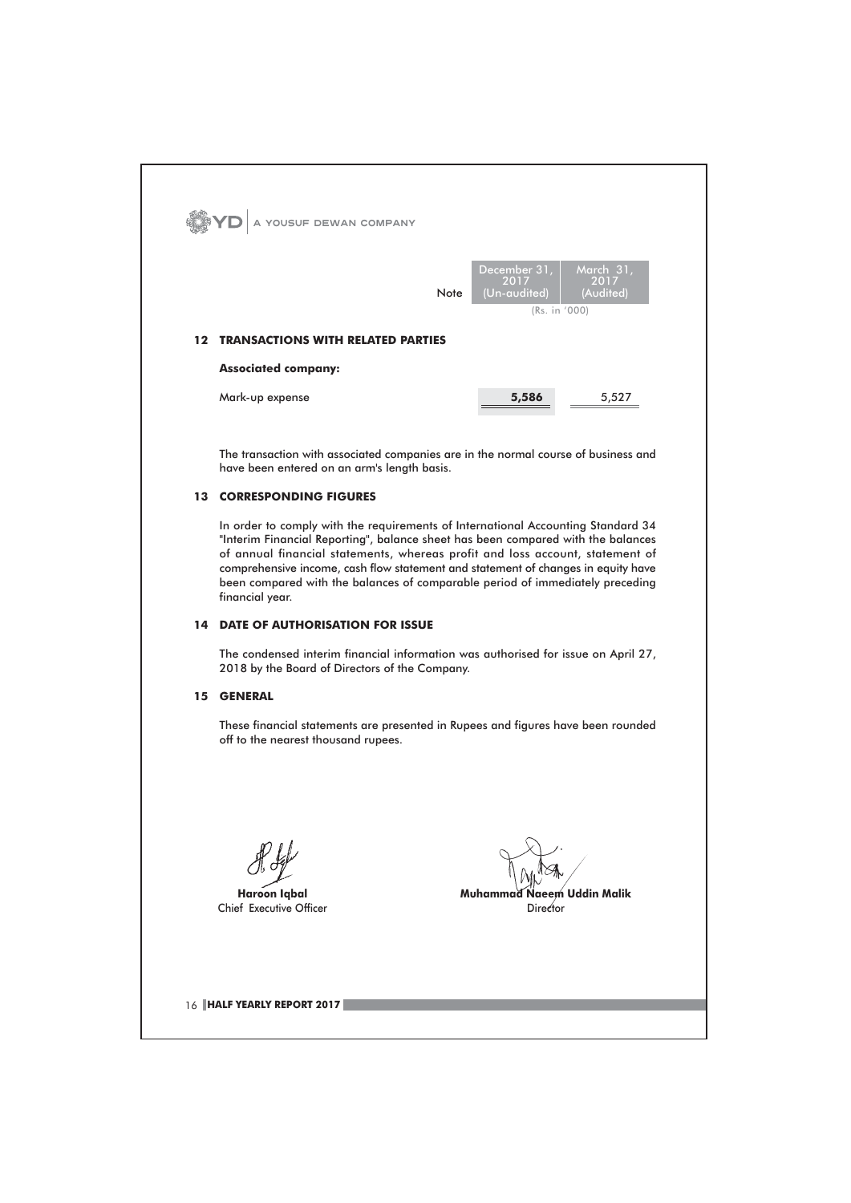| | Note | December 31, 2017 (Un-audited) | March 31, 2017 (Audited) |
|---|---|---|---|
| | | (Rs. in '000) | |

## 12 TRANSACTIONS WITH RELATED PARTIES

**Associated company:**

| | | | |
|---|---|---|---|
| Mark-up expense | | **5,586** | 5,527 |

The transaction with associated companies are in the normal course of business and have been entered on an arm's length basis.

## 13 CORRESPONDING FIGURES

In order to comply with the requirements of International Accounting Standard 34 "Interim Financial Reporting", balance sheet has been compared with the balances of annual financial statements, whereas profit and loss account, statement of comprehensive income, cash flow statement and statement of changes in equity have been compared with the balances of comparable period of immediately preceding financial year.

## 14 DATE OF AUTHORISATION FOR ISSUE

The condensed interim financial information was authorised for issue on April 27, 2018 by the Board of Directors of the Company.

## 15 GENERAL

These financial statements are presented in Rupees and figures have been rounded off to the nearest thousand rupees.

**Haroon Iqbal**
Chief Executive Officer

**Muhammad Naeem Uddin Malik**
Director